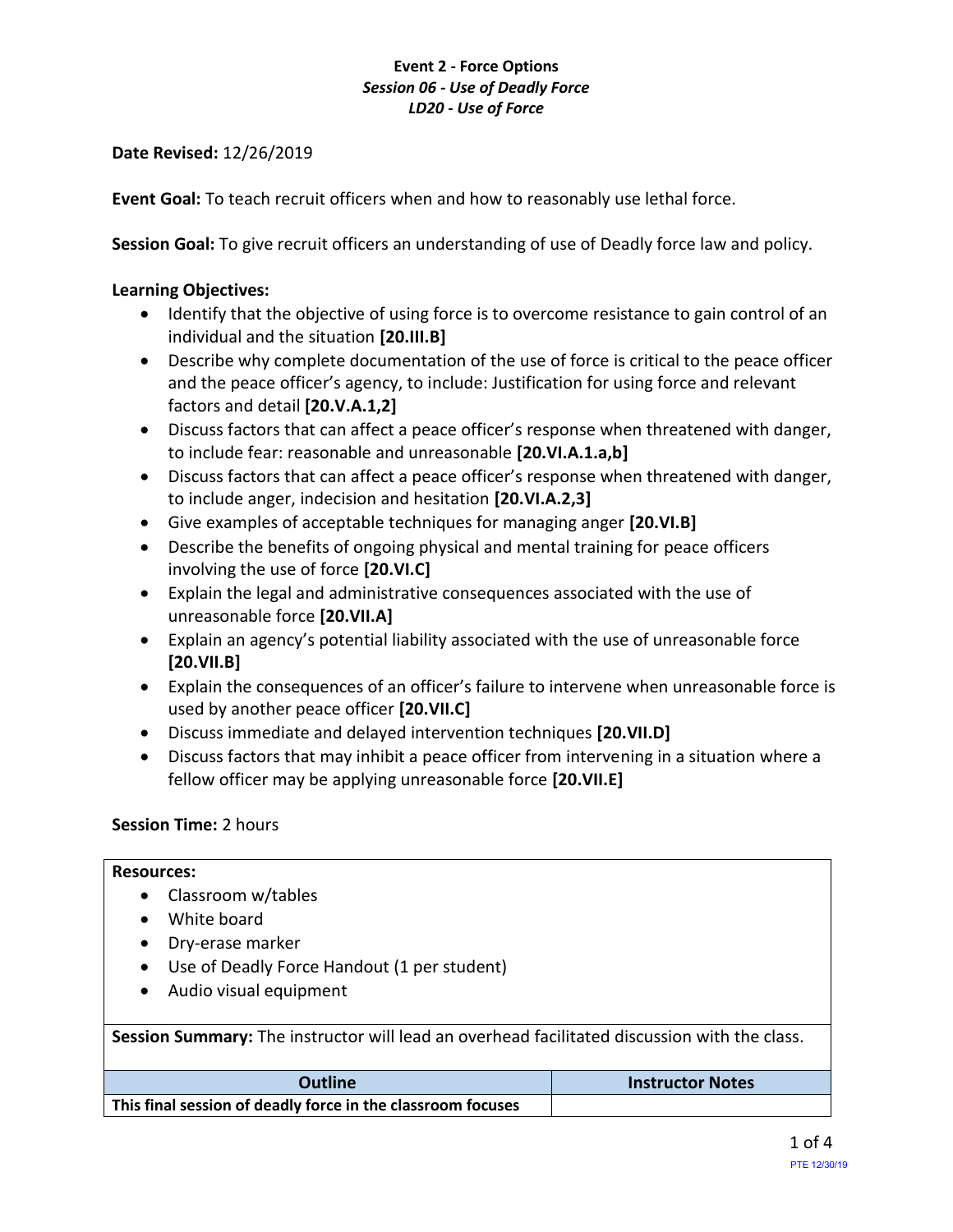**Event 2 - Force Options**
***Session 06 - Use of Deadly Force***
***LD20 - Use of Force***

**Date Revised:** 12/26/2019

**Event Goal:** To teach recruit officers when and how to reasonably use lethal force.

**Session Goal:** To give recruit officers an understanding of use of Deadly force law and policy.

**Learning Objectives:**

- Identify that the objective of using force is to overcome resistance to gain control of an individual and the situation **[20.III.B]**
- Describe why complete documentation of the use of force is critical to the peace officer and the peace officer's agency, to include: Justification for using force and relevant factors and detail **[20.V.A.1,2]**
- Discuss factors that can affect a peace officer's response when threatened with danger, to include fear: reasonable and unreasonable **[20.VI.A.1.a,b]**
- Discuss factors that can affect a peace officer's response when threatened with danger, to include anger, indecision and hesitation **[20.VI.A.2,3]**
- Give examples of acceptable techniques for managing anger **[20.VI.B]**
- Describe the benefits of ongoing physical and mental training for peace officers involving the use of force **[20.VI.C]**
- Explain the legal and administrative consequences associated with the use of unreasonable force **[20.VII.A]**
- Explain an agency's potential liability associated with the use of unreasonable force **[20.VII.B]**
- Explain the consequences of an officer's failure to intervene when unreasonable force is used by another peace officer **[20.VII.C]**
- Discuss immediate and delayed intervention techniques **[20.VII.D]**
- Discuss factors that may inhibit a peace officer from intervening in a situation where a fellow officer may be applying unreasonable force **[20.VII.E]**

**Session Time:** 2 hours

**Resources:**

- Classroom w/tables
- White board
- Dry-erase marker
- Use of Deadly Force Handout (1 per student)
- Audio visual equipment

**Session Summary:** The instructor will lead an overhead facilitated discussion with the class.

| Outline | Instructor Notes |
|---|---|
| **This final session of deadly force in the classroom focuses** | |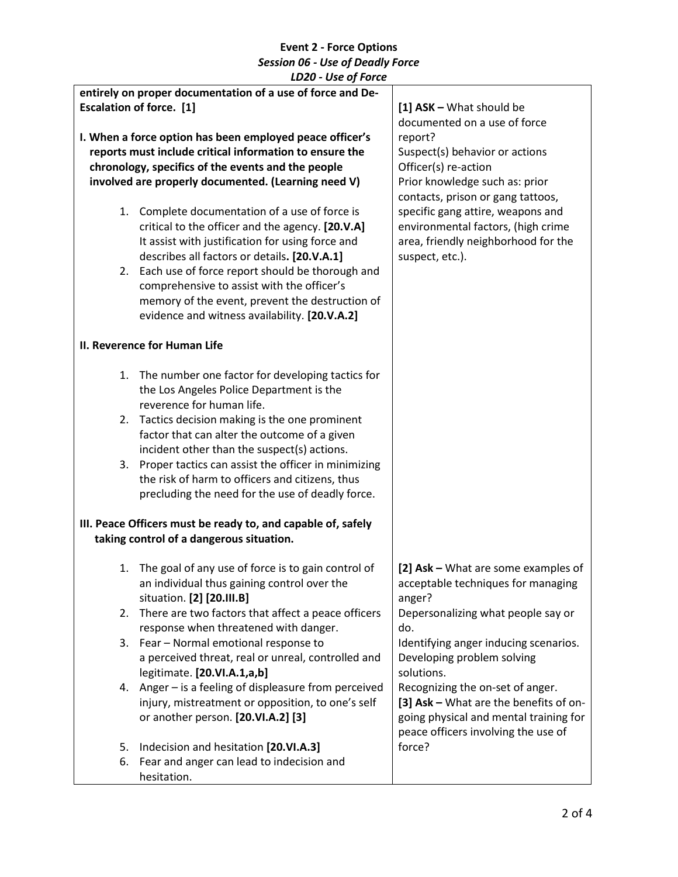**Event 2 - Force Options**
***Session 06 - Use of Deadly Force***
***LD20 - Use of Force***

| | |
|---|---|
| **entirely on proper documentation of a use of force and De-Escalation of force. [1]**<br><br>**I. When a force option has been employed peace officer's reports must include critical information to ensure the chronology, specifics of the events and the people involved are properly documented. (Learning need V)**<br><br>1. Complete documentation of a use of force is critical to the officer and the agency. **[20.V.A]** It assist with justification for using force and describes all factors or details**. [20.V.A.1]**<br>2. Each use of force report should be thorough and comprehensive to assist with the officer's memory of the event, prevent the destruction of evidence and witness availability. **[20.V.A.2]**<br><br>**II. Reverence for Human Life**<br><br>1. The number one factor for developing tactics for the Los Angeles Police Department is the reverence for human life.<br>2. Tactics decision making is the one prominent factor that can alter the outcome of a given incident other than the suspect(s) actions.<br>3. Proper tactics can assist the officer in minimizing the risk of harm to officers and citizens, thus precluding the need for the use of deadly force.<br><br>**III. Peace Officers must be ready to, and capable of, safely taking control of a dangerous situation.**<br><br>1. The goal of any use of force is to gain control of an individual thus gaining control over the situation. **[2] [20.III.B]**<br>2. There are two factors that affect a peace officers response when threatened with danger.<br>3. Fear – Normal emotional response to a perceived threat, real or unreal, controlled and legitimate. **[20.VI.A.1,a,b]**<br>4. Anger – is a feeling of displeasure from perceived injury, mistreatment or opposition, to one's self or another person. **[20.VI.A.2] [3]**<br>5. Indecision and hesitation **[20.VI.A.3]**<br>6. Fear and anger can lead to indecision and hesitation. | **[1] ASK –** What should be documented on a use of force report?<br>Suspect(s) behavior or actions<br>Officer(s) re-action<br>Prior knowledge such as: prior contacts, prison or gang tattoos, specific gang attire, weapons and environmental factors, (high crime area, friendly neighborhood for the suspect, etc.).<br><br>**[2] Ask –** What are some examples of acceptable techniques for managing anger?<br>Depersonalizing what people say or do.<br>Identifying anger inducing scenarios.<br>Developing problem solving solutions.<br>Recognizing the on-set of anger.<br>**[3] Ask –** What are the benefits of on-going physical and mental training for peace officers involving the use of force? |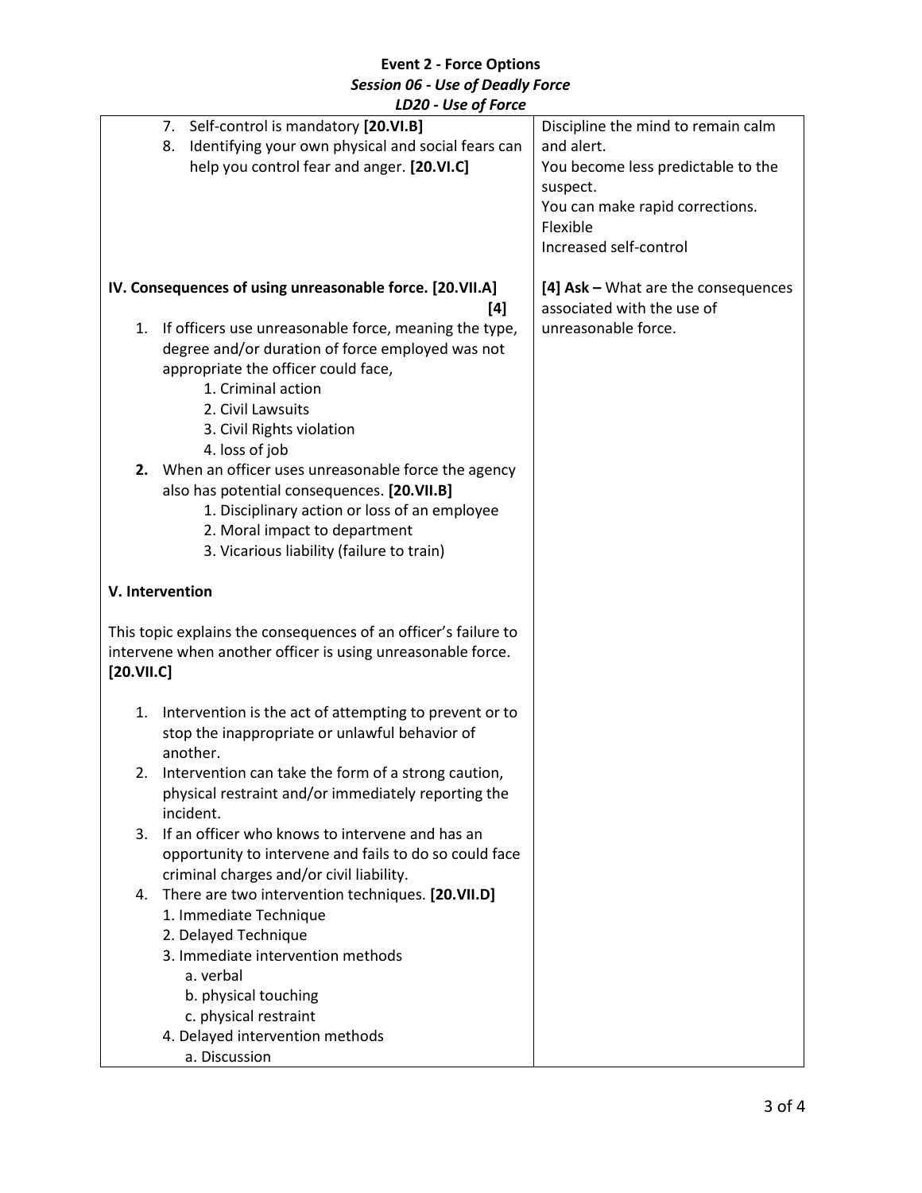**Event 2 - Force Options**
***Session 06 - Use of Deadly Force***
***LD20 - Use of Force***

| | |
|---|---|
| 7. Self-control is mandatory **[20.VI.B]**<br>8. Identifying your own physical and social fears can help you control fear and anger. **[20.VI.C]** | Discipline the mind to remain calm and alert.<br>You become less predictable to the suspect.<br>You can make rapid corrections.<br>Flexible<br>Increased self-control |
| **IV. Consequences of using unreasonable force. [20.VII.A] [4]**<br>1. If officers use unreasonable force, meaning the type, degree and/or duration of force employed was not appropriate the officer could face,<br>&nbsp;&nbsp;&nbsp;&nbsp;1. Criminal action<br>&nbsp;&nbsp;&nbsp;&nbsp;2. Civil Lawsuits<br>&nbsp;&nbsp;&nbsp;&nbsp;3. Civil Rights violation<br>&nbsp;&nbsp;&nbsp;&nbsp;4. loss of job<br>**2.** When an officer uses unreasonable force the agency also has potential consequences. **[20.VII.B]**<br>&nbsp;&nbsp;&nbsp;&nbsp;1. Disciplinary action or loss of an employee<br>&nbsp;&nbsp;&nbsp;&nbsp;2. Moral impact to department<br>&nbsp;&nbsp;&nbsp;&nbsp;3. Vicarious liability (failure to train) | **[4] Ask –** What are the consequences associated with the use of unreasonable force. |
| **V. Intervention**<br><br>This topic explains the consequences of an officer's failure to intervene when another officer is using unreasonable force. **[20.VII.C]**<br><br>1. Intervention is the act of attempting to prevent or to stop the inappropriate or unlawful behavior of another.<br>2. Intervention can take the form of a strong caution, physical restraint and/or immediately reporting the incident.<br>3. If an officer who knows to intervene and has an opportunity to intervene and fails to do so could face criminal charges and/or civil liability.<br>4. There are two intervention techniques. **[20.VII.D]**<br>&nbsp;&nbsp;&nbsp;&nbsp;1. Immediate Technique<br>&nbsp;&nbsp;&nbsp;&nbsp;2. Delayed Technique<br>&nbsp;&nbsp;&nbsp;&nbsp;3. Immediate intervention methods<br>&nbsp;&nbsp;&nbsp;&nbsp;&nbsp;&nbsp;&nbsp;&nbsp;a. verbal<br>&nbsp;&nbsp;&nbsp;&nbsp;&nbsp;&nbsp;&nbsp;&nbsp;b. physical touching<br>&nbsp;&nbsp;&nbsp;&nbsp;&nbsp;&nbsp;&nbsp;&nbsp;c. physical restraint<br>&nbsp;&nbsp;&nbsp;&nbsp;4. Delayed intervention methods<br>&nbsp;&nbsp;&nbsp;&nbsp;&nbsp;&nbsp;&nbsp;&nbsp;a. Discussion | |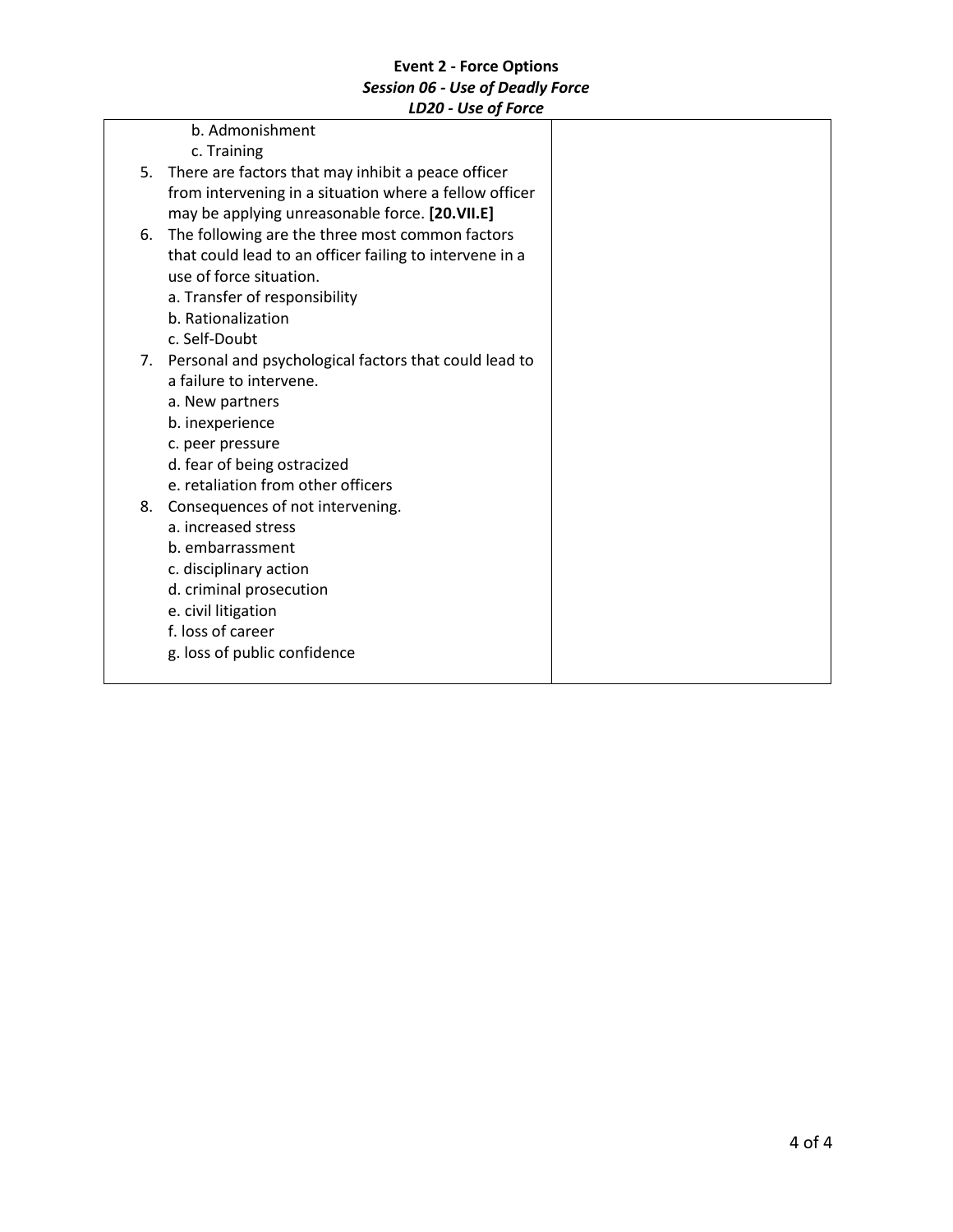b. Admonishment
c. Training

5. There are factors that may inhibit a peace officer from intervening in a situation where a fellow officer may be applying unreasonable force. **[20.VII.E]**
6. The following are the three most common factors that could lead to an officer failing to intervene in a use of force situation.
   a. Transfer of responsibility
   b. Rationalization
   c. Self-Doubt
7. Personal and psychological factors that could lead to a failure to intervene.
   a. New partners
   b. inexperience
   c. peer pressure
   d. fear of being ostracized
   e. retaliation from other officers
8. Consequences of not intervening.
   a. increased stress
   b. embarrassment
   c. disciplinary action
   d. criminal prosecution
   e. civil litigation
   f. loss of career
   g. loss of public confidence